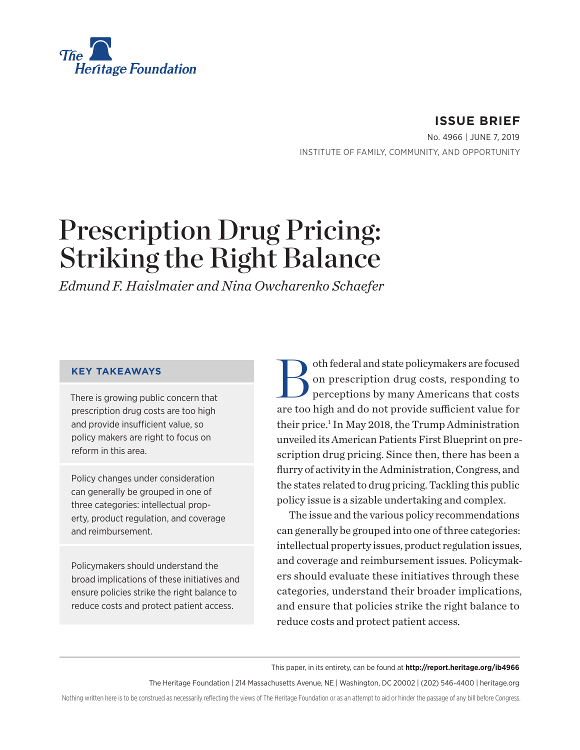The Heritage Foundation

**ISSUE BRIEF**

No. 4966 | JUNE 7, 2019

INSTITUTE OF FAMILY, COMMUNITY, AND OPPORTUNITY

# Prescription Drug Pricing: Striking the Right Balance

*Edmund F. Haislmaier and Nina Owcharenko Schaefer*

### KEY TAKEAWAYS

There is growing public concern that prescription drug costs are too high and provide insufficient value, so policy makers are right to focus on reform in this area.

Policy changes under consideration can generally be grouped in one of three categories: intellectual property, product regulation, and coverage and reimbursement.

Policymakers should understand the broad implications of these initiatives and ensure policies strike the right balance to reduce costs and protect patient access.

Both federal and state policymakers are focused on prescription drug costs, responding to perceptions by many Americans that costs are too high and do not provide sufficient value for their price.[1] In May 2018, the Trump Administration unveiled its American Patients First Blueprint on prescription drug pricing. Since then, there has been a flurry of activity in the Administration, Congress, and the states related to drug pricing. Tackling this public policy issue is a sizable undertaking and complex.

The issue and the various policy recommendations can generally be grouped into one of three categories: intellectual property issues, product regulation issues, and coverage and reimbursement issues. Policymakers should evaluate these initiatives through these categories, understand their broader implications, and ensure that policies strike the right balance to reduce costs and protect patient access.

This paper, in its entirety, can be found at **http://report.heritage.org/ib4966**

The Heritage Foundation | 214 Massachusetts Avenue, NE | Washington, DC 20002 | (202) 546-4400 | heritage.org

Nothing written here is to be construed as necessarily reflecting the views of The Heritage Foundation or as an attempt to aid or hinder the passage of any bill before Congress.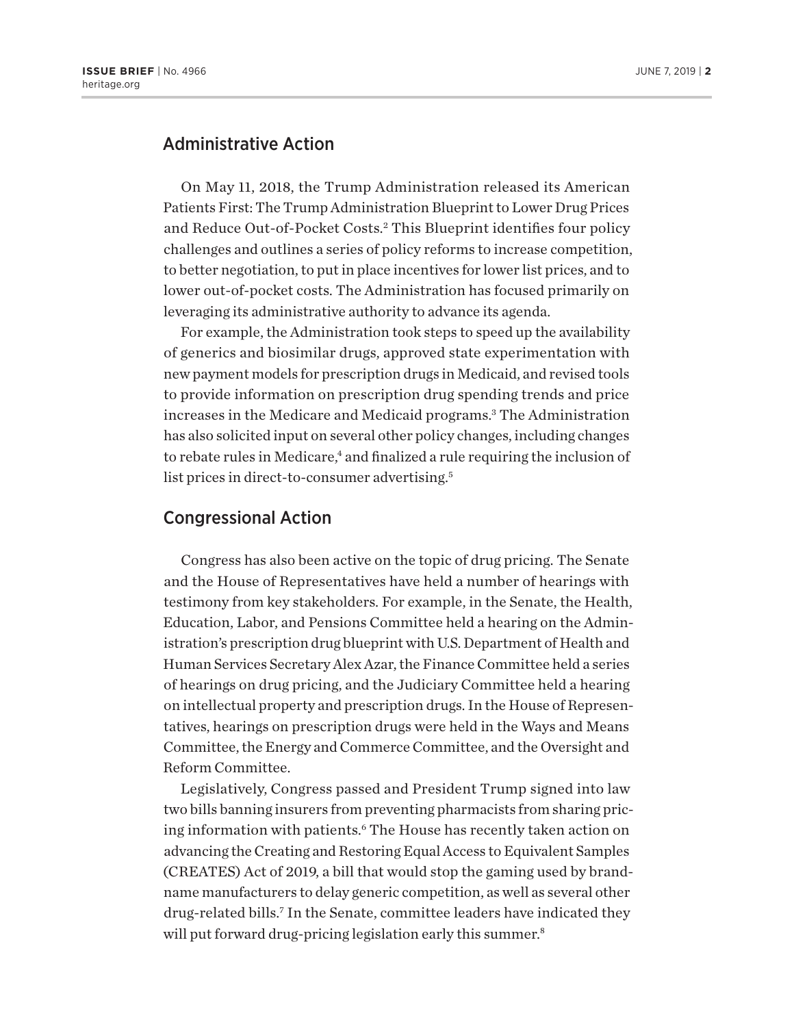## Administrative Action

On May 11, 2018, the Trump Administration released its American Patients First: The Trump Administration Blueprint to Lower Drug Prices and Reduce Out-of-Pocket Costs.[2] This Blueprint identifies four policy challenges and outlines a series of policy reforms to increase competition, to better negotiation, to put in place incentives for lower list prices, and to lower out-of-pocket costs. The Administration has focused primarily on leveraging its administrative authority to advance its agenda.

For example, the Administration took steps to speed up the availability of generics and biosimilar drugs, approved state experimentation with new payment models for prescription drugs in Medicaid, and revised tools to provide information on prescription drug spending trends and price increases in the Medicare and Medicaid programs.[3] The Administration has also solicited input on several other policy changes, including changes to rebate rules in Medicare,[4] and finalized a rule requiring the inclusion of list prices in direct-to-consumer advertising.[5]

## Congressional Action

Congress has also been active on the topic of drug pricing. The Senate and the House of Representatives have held a number of hearings with testimony from key stakeholders. For example, in the Senate, the Health, Education, Labor, and Pensions Committee held a hearing on the Administration's prescription drug blueprint with U.S. Department of Health and Human Services Secretary Alex Azar, the Finance Committee held a series of hearings on drug pricing, and the Judiciary Committee held a hearing on intellectual property and prescription drugs. In the House of Representatives, hearings on prescription drugs were held in the Ways and Means Committee, the Energy and Commerce Committee, and the Oversight and Reform Committee.

Legislatively, Congress passed and President Trump signed into law two bills banning insurers from preventing pharmacists from sharing pricing information with patients.[6] The House has recently taken action on advancing the Creating and Restoring Equal Access to Equivalent Samples (CREATES) Act of 2019, a bill that would stop the gaming used by brand-name manufacturers to delay generic competition, as well as several other drug-related bills.[7] In the Senate, committee leaders have indicated they will put forward drug-pricing legislation early this summer.[8]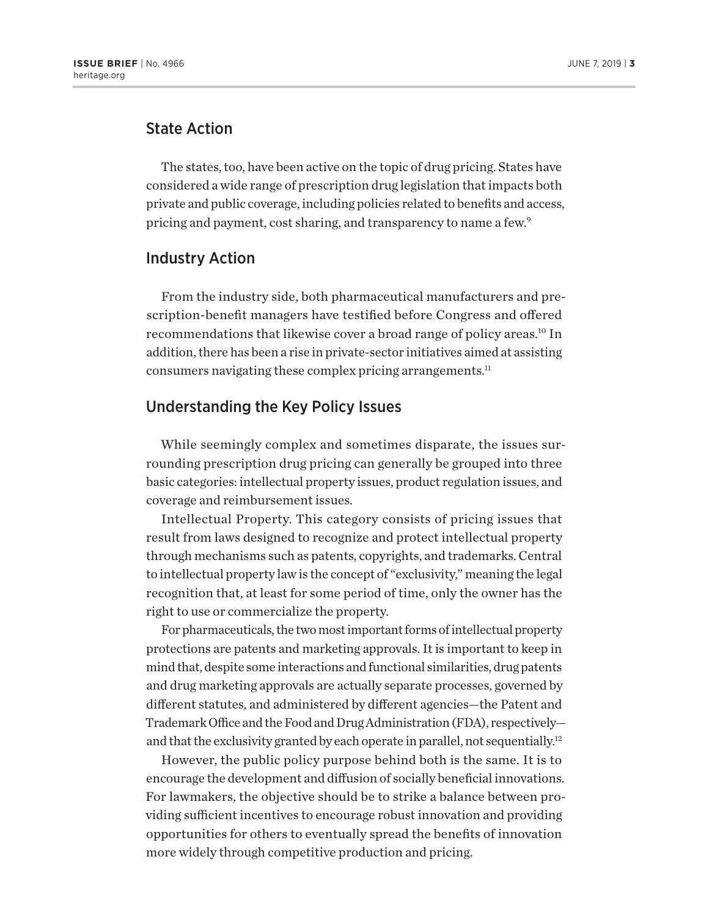## State Action

The states, too, have been active on the topic of drug pricing. States have considered a wide range of prescription drug legislation that impacts both private and public coverage, including policies related to benefits and access, pricing and payment, cost sharing, and transparency to name a few.[9]

## Industry Action

From the industry side, both pharmaceutical manufacturers and prescription-benefit managers have testified before Congress and offered recommendations that likewise cover a broad range of policy areas.[10] In addition, there has been a rise in private-sector initiatives aimed at assisting consumers navigating these complex pricing arrangements.[11]

## Understanding the Key Policy Issues

While seemingly complex and sometimes disparate, the issues surrounding prescription drug pricing can generally be grouped into three basic categories: intellectual property issues, product regulation issues, and coverage and reimbursement issues.

Intellectual Property. This category consists of pricing issues that result from laws designed to recognize and protect intellectual property through mechanisms such as patents, copyrights, and trademarks. Central to intellectual property law is the concept of "exclusivity," meaning the legal recognition that, at least for some period of time, only the owner has the right to use or commercialize the property.

For pharmaceuticals, the two most important forms of intellectual property protections are patents and marketing approvals. It is important to keep in mind that, despite some interactions and functional similarities, drug patents and drug marketing approvals are actually separate processes, governed by different statutes, and administered by different agencies—the Patent and Trademark Office and the Food and Drug Administration (FDA), respectively—and that the exclusivity granted by each operate in parallel, not sequentially.[12]

However, the public policy purpose behind both is the same. It is to encourage the development and diffusion of socially beneficial innovations. For lawmakers, the objective should be to strike a balance between providing sufficient incentives to encourage robust innovation and providing opportunities for others to eventually spread the benefits of innovation more widely through competitive production and pricing.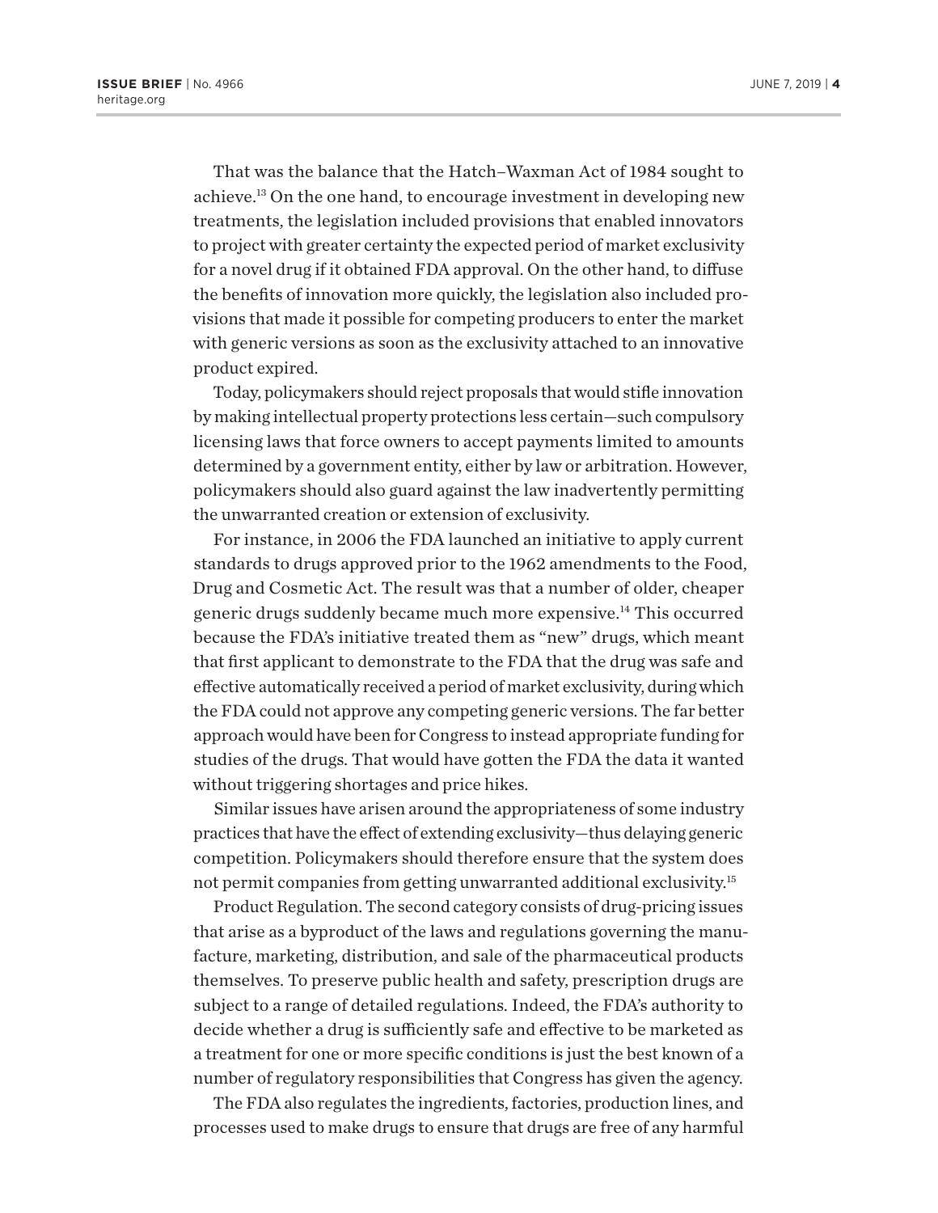That was the balance that the Hatch–Waxman Act of 1984 sought to achieve.[13] On the one hand, to encourage investment in developing new treatments, the legislation included provisions that enabled innovators to project with greater certainty the expected period of market exclusivity for a novel drug if it obtained FDA approval. On the other hand, to diffuse the benefits of innovation more quickly, the legislation also included provisions that made it possible for competing producers to enter the market with generic versions as soon as the exclusivity attached to an innovative product expired.

Today, policymakers should reject proposals that would stifle innovation by making intellectual property protections less certain—such compulsory licensing laws that force owners to accept payments limited to amounts determined by a government entity, either by law or arbitration. However, policymakers should also guard against the law inadvertently permitting the unwarranted creation or extension of exclusivity.

For instance, in 2006 the FDA launched an initiative to apply current standards to drugs approved prior to the 1962 amendments to the Food, Drug and Cosmetic Act. The result was that a number of older, cheaper generic drugs suddenly became much more expensive.[14] This occurred because the FDA's initiative treated them as "new" drugs, which meant that first applicant to demonstrate to the FDA that the drug was safe and effective automatically received a period of market exclusivity, during which the FDA could not approve any competing generic versions. The far better approach would have been for Congress to instead appropriate funding for studies of the drugs. That would have gotten the FDA the data it wanted without triggering shortages and price hikes.

Similar issues have arisen around the appropriateness of some industry practices that have the effect of extending exclusivity—thus delaying generic competition. Policymakers should therefore ensure that the system does not permit companies from getting unwarranted additional exclusivity.[15]

Product Regulation. The second category consists of drug-pricing issues that arise as a byproduct of the laws and regulations governing the manufacture, marketing, distribution, and sale of the pharmaceutical products themselves. To preserve public health and safety, prescription drugs are subject to a range of detailed regulations. Indeed, the FDA's authority to decide whether a drug is sufficiently safe and effective to be marketed as a treatment for one or more specific conditions is just the best known of a number of regulatory responsibilities that Congress has given the agency.

The FDA also regulates the ingredients, factories, production lines, and processes used to make drugs to ensure that drugs are free of any harmful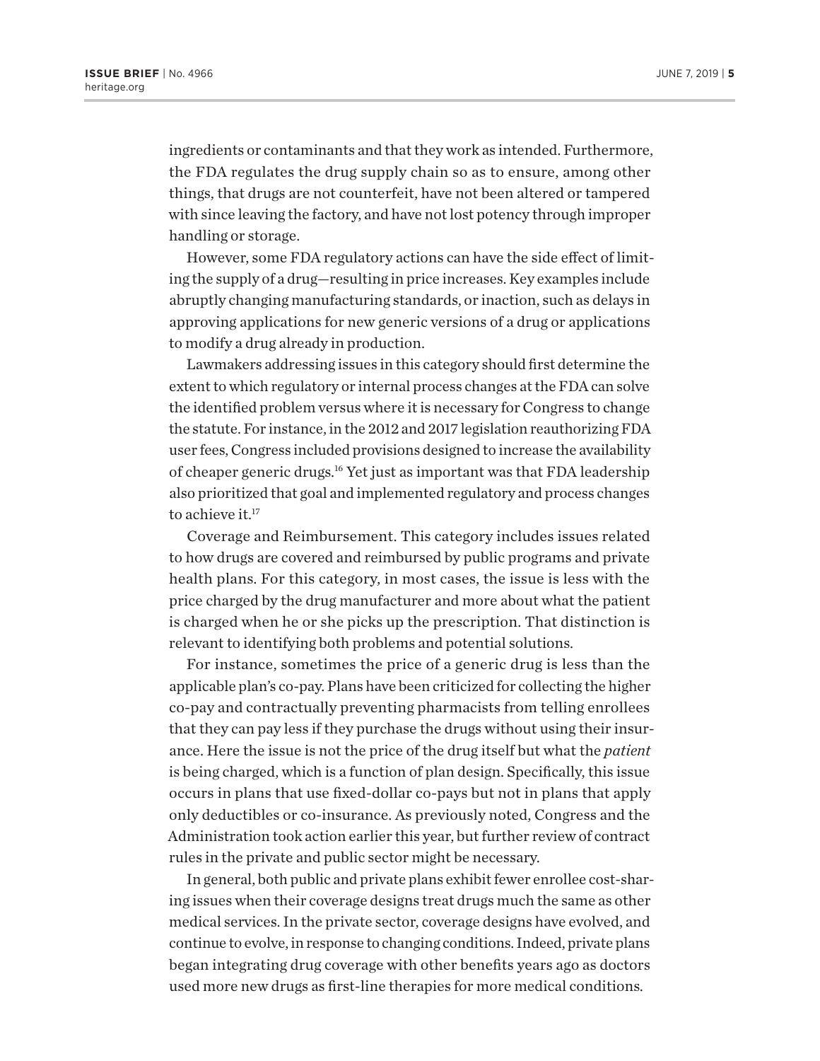ingredients or contaminants and that they work as intended. Furthermore, the FDA regulates the drug supply chain so as to ensure, among other things, that drugs are not counterfeit, have not been altered or tampered with since leaving the factory, and have not lost potency through improper handling or storage.

However, some FDA regulatory actions can have the side effect of limiting the supply of a drug—resulting in price increases. Key examples include abruptly changing manufacturing standards, or inaction, such as delays in approving applications for new generic versions of a drug or applications to modify a drug already in production.

Lawmakers addressing issues in this category should first determine the extent to which regulatory or internal process changes at the FDA can solve the identified problem versus where it is necessary for Congress to change the statute. For instance, in the 2012 and 2017 legislation reauthorizing FDA user fees, Congress included provisions designed to increase the availability of cheaper generic drugs.[16] Yet just as important was that FDA leadership also prioritized that goal and implemented regulatory and process changes to achieve it.[17]

Coverage and Reimbursement. This category includes issues related to how drugs are covered and reimbursed by public programs and private health plans. For this category, in most cases, the issue is less with the price charged by the drug manufacturer and more about what the patient is charged when he or she picks up the prescription. That distinction is relevant to identifying both problems and potential solutions.

For instance, sometimes the price of a generic drug is less than the applicable plan's co-pay. Plans have been criticized for collecting the higher co-pay and contractually preventing pharmacists from telling enrollees that they can pay less if they purchase the drugs without using their insurance. Here the issue is not the price of the drug itself but what the *patient* is being charged, which is a function of plan design. Specifically, this issue occurs in plans that use fixed-dollar co-pays but not in plans that apply only deductibles or co-insurance. As previously noted, Congress and the Administration took action earlier this year, but further review of contract rules in the private and public sector might be necessary.

In general, both public and private plans exhibit fewer enrollee cost-sharing issues when their coverage designs treat drugs much the same as other medical services. In the private sector, coverage designs have evolved, and continue to evolve, in response to changing conditions. Indeed, private plans began integrating drug coverage with other benefits years ago as doctors used more new drugs as first-line therapies for more medical conditions.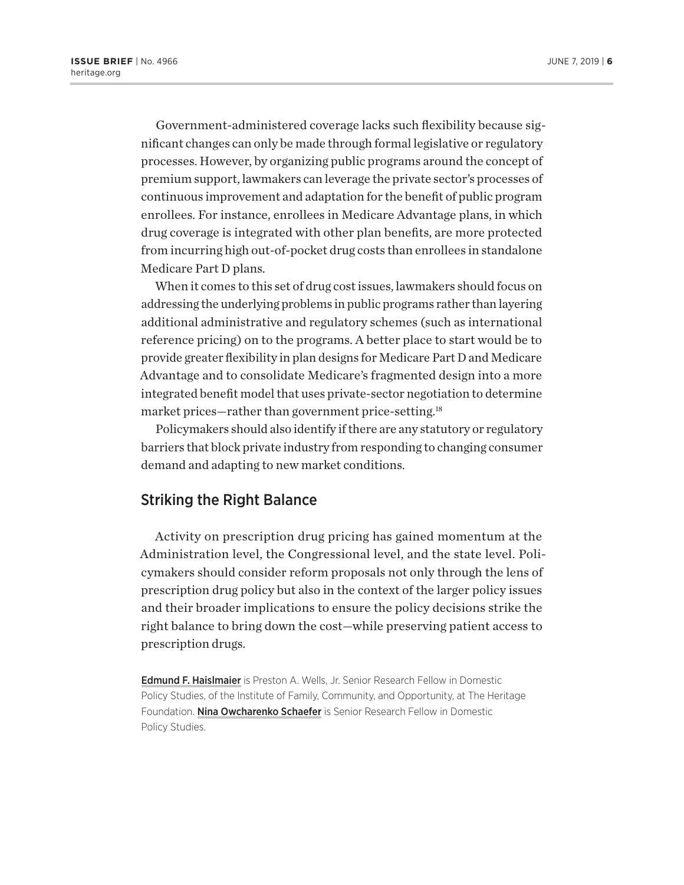Government-administered coverage lacks such flexibility because significant changes can only be made through formal legislative or regulatory processes. However, by organizing public programs around the concept of premium support, lawmakers can leverage the private sector's processes of continuous improvement and adaptation for the benefit of public program enrollees. For instance, enrollees in Medicare Advantage plans, in which drug coverage is integrated with other plan benefits, are more protected from incurring high out-of-pocket drug costs than enrollees in standalone Medicare Part D plans.

When it comes to this set of drug cost issues, lawmakers should focus on addressing the underlying problems in public programs rather than layering additional administrative and regulatory schemes (such as international reference pricing) on to the programs. A better place to start would be to provide greater flexibility in plan designs for Medicare Part D and Medicare Advantage and to consolidate Medicare's fragmented design into a more integrated benefit model that uses private-sector negotiation to determine market prices—rather than government price-setting.[18]

Policymakers should also identify if there are any statutory or regulatory barriers that block private industry from responding to changing consumer demand and adapting to new market conditions.

## Striking the Right Balance

Activity on prescription drug pricing has gained momentum at the Administration level, the Congressional level, and the state level. Policymakers should consider reform proposals not only through the lens of prescription drug policy but also in the context of the larger policy issues and their broader implications to ensure the policy decisions strike the right balance to bring down the cost—while preserving patient access to prescription drugs.

**Edmund F. Haislmaier** is Preston A. Wells, Jr. Senior Research Fellow in Domestic Policy Studies, of the Institute of Family, Community, and Opportunity, at The Heritage Foundation. **Nina Owcharenko Schaefer** is Senior Research Fellow in Domestic Policy Studies.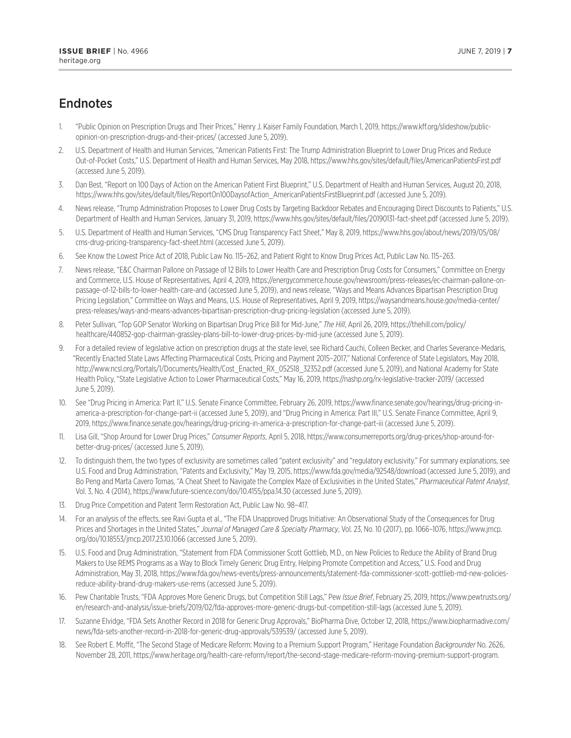## Endnotes

1. "Public Opinion on Prescription Drugs and Their Prices," Henry J. Kaiser Family Foundation, March 1, 2019, https://www.kff.org/slideshow/public-opinion-on-prescription-drugs-and-their-prices/ (accessed June 5, 2019).
2. U.S. Department of Health and Human Services, "American Patients First: The Trump Administration Blueprint to Lower Drug Prices and Reduce Out-of-Pocket Costs," U.S. Department of Health and Human Services, May 2018, https://www.hhs.gov/sites/default/files/AmericanPatientsFirst.pdf (accessed June 5, 2019).
3. Dan Best, "Report on 100 Days of Action on the American Patient First Blueprint," U.S. Department of Health and Human Services, August 20, 2018, https://www.hhs.gov/sites/default/files/ReportOn100DaysofAction_AmericanPatientsFirstBlueprint.pdf (accessed June 5, 2019).
4. News release, "Trump Administration Proposes to Lower Drug Costs by Targeting Backdoor Rebates and Encouraging Direct Discounts to Patients," U.S. Department of Health and Human Services, January 31, 2019, https://www.hhs.gov/sites/default/files/20190131-fact-sheet.pdf (accessed June 5, 2019).
5. U.S. Department of Health and Human Services, "CMS Drug Transparency Fact Sheet," May 8, 2019, https://www.hhs.gov/about/news/2019/05/08/cms-drug-pricing-transparency-fact-sheet.html (accessed June 5, 2019).
6. See Know the Lowest Price Act of 2018, Public Law No. 115–262, and Patient Right to Know Drug Prices Act, Public Law No. 115–263.
7. News release, "E&C Chairman Pallone on Passage of 12 Bills to Lower Health Care and Prescription Drug Costs for Consumers," Committee on Energy and Commerce, U.S. House of Representatives, April 4, 2019, https://energycommerce.house.gov/newsroom/press-releases/ec-chairman-pallone-on-passage-of-12-bills-to-lower-health-care-and (accessed June 5, 2019), and news release, "Ways and Means Advances Bipartisan Prescription Drug Pricing Legislation," Committee on Ways and Means, U.S. House of Representatives, April 9, 2019, https://waysandmeans.house.gov/media-center/press-releases/ways-and-means-advances-bipartisan-prescription-drug-pricing-legislation (accessed June 5, 2019).
8. Peter Sullivan, "Top GOP Senator Working on Bipartisan Drug Price Bill for Mid-June," *The Hill*, April 26, 2019, https://thehill.com/policy/healthcare/440852-gop-chairman-grassley-plans-bill-to-lower-drug-prices-by-mid-june (accessed June 5, 2019).
9. For a detailed review of legislative action on prescription drugs at the state level, see Richard Cauchi, Colleen Becker, and Charles Severance-Medaris, "Recently Enacted State Laws Affecting Pharmaceutical Costs, Pricing and Payment 2015–2017," National Conference of State Legislators, May 2018, http://www.ncsl.org/Portals/1/Documents/Health/Cost_Enacted_RX_052518_32352.pdf (accessed June 5, 2019), and National Academy for State Health Policy, "State Legislative Action to Lower Pharmaceutical Costs," May 16, 2019, https://nashp.org/rx-legislative-tracker-2019/ (accessed June 5, 2019).
10. See "Drug Pricing in America: Part II," U.S. Senate Finance Committee, February 26, 2019, https://www.finance.senate.gov/hearings/drug-pricing-in-america-a-prescription-for-change-part-ii (accessed June 5, 2019), and "Drug Pricing in America: Part III," U.S. Senate Finance Committee, April 9, 2019, https://www.finance.senate.gov/hearings/drug-pricing-in-america-a-prescription-for-change-part-iii (accessed June 5, 2019).
11. Lisa Gill, "Shop Around for Lower Drug Prices," *Consumer Reports*, April 5, 2018, https://www.consumerreports.org/drug-prices/shop-around-for-better-drug-prices/ (accessed June 5, 2019).
12. To distinguish them, the two types of exclusivity are sometimes called "patent exclusivity" and "regulatory exclusivity." For summary explanations, see U.S. Food and Drug Administration, "Patents and Exclusivity," May 19, 2015, https://www.fda.gov/media/92548/download (accessed June 5, 2019), and Bo Peng and Marta Cavero Tomas, "A Cheat Sheet to Navigate the Complex Maze of Exclusivities in the United States," *Pharmaceutical Patent Analyst*, Vol. 3, No. 4 (2014), https://www.future-science.com/doi/10.4155/ppa.14.30 (accessed June 5, 2019).
13. Drug Price Competition and Patent Term Restoration Act, Public Law No. 98–417.
14. For an analysis of the effects, see Ravi Gupta et al., "The FDA Unapproved Drugs Initiative: An Observational Study of the Consequences for Drug Prices and Shortages in the United States," *Journal of Managed Care & Specialty Pharmacy*, Vol. 23, No. 10 (2017), pp. 1066–1076, https://www.jmcp.org/doi/10.18553/jmcp.2017.23.10.1066 (accessed June 5, 2019).
15. U.S. Food and Drug Administration, "Statement from FDA Commissioner Scott Gottlieb, M.D., on New Policies to Reduce the Ability of Brand Drug Makers to Use REMS Programs as a Way to Block Timely Generic Drug Entry, Helping Promote Competition and Access," U.S. Food and Drug Administration, May 31, 2018, https://www.fda.gov/news-events/press-announcements/statement-fda-commissioner-scott-gottlieb-md-new-policies-reduce-ability-brand-drug-makers-use-rems (accessed June 5, 2019).
16. Pew Charitable Trusts, "FDA Approves More Generic Drugs, but Competition Still Lags," Pew *Issue Brief*, February 25, 2019, https://www.pewtrusts.org/en/research-and-analysis/issue-briefs/2019/02/fda-approves-more-generic-drugs-but-competition-still-lags (accessed June 5, 2019).
17. Suzanne Elvidge, "FDA Sets Another Record in 2018 for Generic Drug Approvals," BioPharma Dive, October 12, 2018, https://www.biopharmadive.com/news/fda-sets-another-record-in-2018-for-generic-drug-approvals/539539/ (accessed June 5, 2019).
18. See Robert E. Moffit, "The Second Stage of Medicare Reform: Moving to a Premium Support Program," Heritage Foundation *Backgrounder* No. 2626, November 28, 2011, https://www.heritage.org/health-care-reform/report/the-second-stage-medicare-reform-moving-premium-support-program.